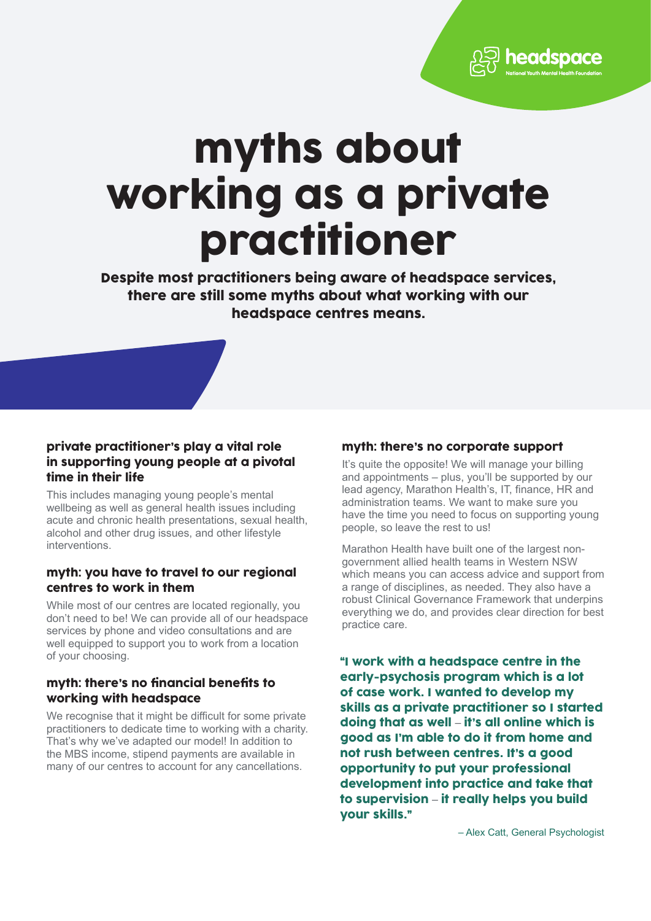headspace
National Youth Mental Health Foundation

# myths about working as a private practitioner

**Despite most practitioners being aware of headspace services, there are still some myths about what working with our headspace centres means.**

### private practitioner's play a vital role in supporting young people at a pivotal time in their life

This includes managing young people's mental wellbeing as well as general health issues including acute and chronic health presentations, sexual health, alcohol and other drug issues, and other lifestyle interventions.

### myth: you have to travel to our regional centres to work in them

While most of our centres are located regionally, you don't need to be! We can provide all of our headspace services by phone and video consultations and are well equipped to support you to work from a location of your choosing.

### myth: there's no financial benefits to working with headspace

We recognise that it might be difficult for some private practitioners to dedicate time to working with a charity. That's why we've adapted our model! In addition to the MBS income, stipend payments are available in many of our centres to account for any cancellations.

### myth: there's no corporate support

It's quite the opposite! We will manage your billing and appointments – plus, you'll be supported by our lead agency, Marathon Health's, IT, finance, HR and administration teams. We want to make sure you have the time you need to focus on supporting young people, so leave the rest to us!

Marathon Health have built one of the largest non-government allied health teams in Western NSW which means you can access advice and support from a range of disciplines, as needed. They also have a robust Clinical Governance Framework that underpins everything we do, and provides clear direction for best practice care.

**"I work with a headspace centre in the early-psychosis program which is a lot of case work. I wanted to develop my skills as a private practitioner so I started doing that as well – it's all online which is good as I'm able to do it from home and not rush between centres. It's a good opportunity to put your professional development into practice and take that to supervision – it really helps you build your skills."**

– Alex Catt, General Psychologist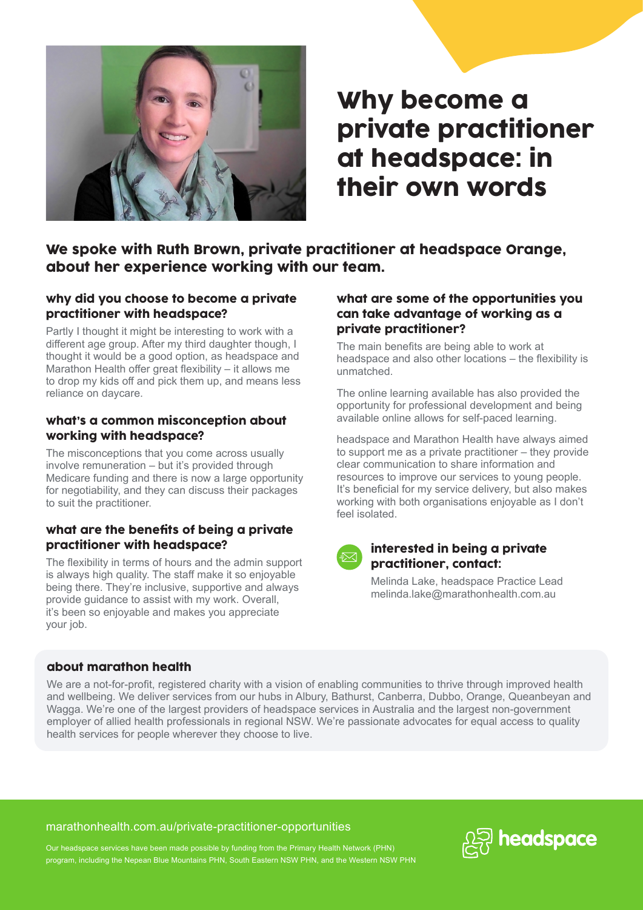# Why become a private practitioner at headspace: in their own words

## We spoke with Ruth Brown, private practitioner at headspace Orange, about her experience working with our team.

### why did you choose to become a private practitioner with headspace?

Partly I thought it might be interesting to work with a different age group. After my third daughter though, I thought it would be a good option, as headspace and Marathon Health offer great flexibility – it allows me to drop my kids off and pick them up, and means less reliance on daycare.

### what's a common misconception about working with headspace?

The misconceptions that you come across usually involve remuneration – but it's provided through Medicare funding and there is now a large opportunity for negotiability, and they can discuss their packages to suit the practitioner.

### what are the benefits of being a private practitioner with headspace?

The flexibility in terms of hours and the admin support is always high quality. The staff make it so enjoyable being there. They're inclusive, supportive and always provide guidance to assist with my work. Overall, it's been so enjoyable and makes you appreciate your job.

### what are some of the opportunities you can take advantage of working as a private practitioner?

The main benefits are being able to work at headspace and also other locations – the flexibility is unmatched.

The online learning available has also provided the opportunity for professional development and being available online allows for self-paced learning.

headspace and Marathon Health have always aimed to support me as a private practitioner – they provide clear communication to share information and resources to improve our services to young people. It's beneficial for my service delivery, but also makes working with both organisations enjoyable as I don't feel isolated.

### interested in being a private practitioner, contact:

Melinda Lake, headspace Practice Lead
melinda.lake@marathonhealth.com.au

### about marathon health

We are a not-for-profit, registered charity with a vision of enabling communities to thrive through improved health and wellbeing. We deliver services from our hubs in Albury, Bathurst, Canberra, Dubbo, Orange, Queanbeyan and Wagga. We're one of the largest providers of headspace services in Australia and the largest non-government employer of allied health professionals in regional NSW. We're passionate advocates for equal access to quality health services for people wherever they choose to live.

marathonhealth.com.au/private-practitioner-opportunities

Our headspace services have been made possible by funding from the Primary Health Network (PHN) program, including the Nepean Blue Mountains PHN, South Eastern NSW PHN, and the Western NSW PHN

headspace